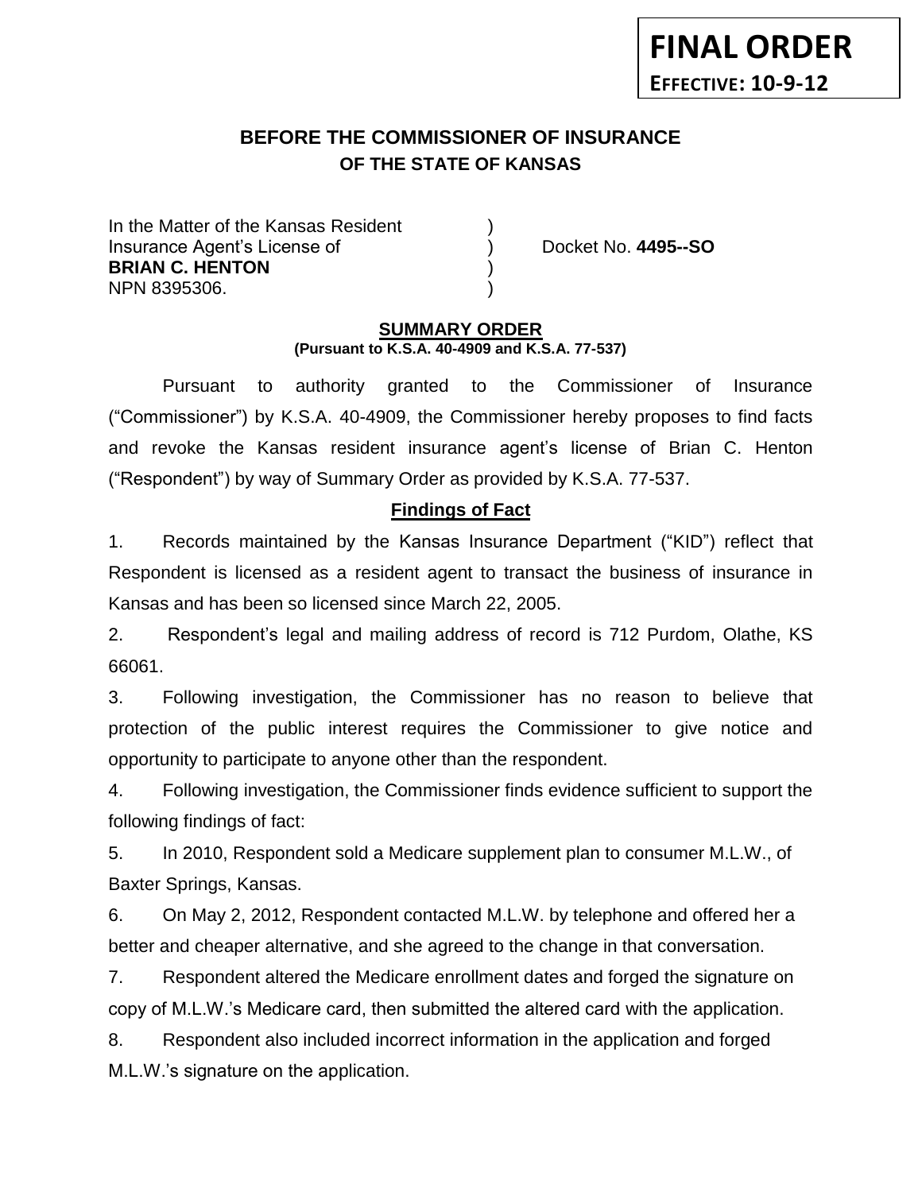**FINAL ORDER**

**EFFECTIVE: 10-9-12**

# BEFORE THE COMMISSIONER OF INSURANCE
## OF THE STATE OF KANSAS

In the Matter of the Kansas Resident )
Insurance Agent's License of ) Docket No. **4495--SO**
**BRIAN C. HENTON** )
NPN 8395306. )

## SUMMARY ORDER
**(Pursuant to K.S.A. 40-4909 and K.S.A. 77-537)**

Pursuant to authority granted to the Commissioner of Insurance ("Commissioner") by K.S.A. 40-4909, the Commissioner hereby proposes to find facts and revoke the Kansas resident insurance agent's license of Brian C. Henton ("Respondent") by way of Summary Order as provided by K.S.A. 77-537.

### Findings of Fact

1. Records maintained by the Kansas Insurance Department ("KID") reflect that Respondent is licensed as a resident agent to transact the business of insurance in Kansas and has been so licensed since March 22, 2005.

2. Respondent's legal and mailing address of record is 712 Purdom, Olathe, KS 66061.

3. Following investigation, the Commissioner has no reason to believe that protection of the public interest requires the Commissioner to give notice and opportunity to participate to anyone other than the respondent.

4. Following investigation, the Commissioner finds evidence sufficient to support the following findings of fact:

5. In 2010, Respondent sold a Medicare supplement plan to consumer M.L.W., of Baxter Springs, Kansas.

6. On May 2, 2012, Respondent contacted M.L.W. by telephone and offered her a better and cheaper alternative, and she agreed to the change in that conversation.

7. Respondent altered the Medicare enrollment dates and forged the signature on copy of M.L.W.'s Medicare card, then submitted the altered card with the application.

8. Respondent also included incorrect information in the application and forged M.L.W.'s signature on the application.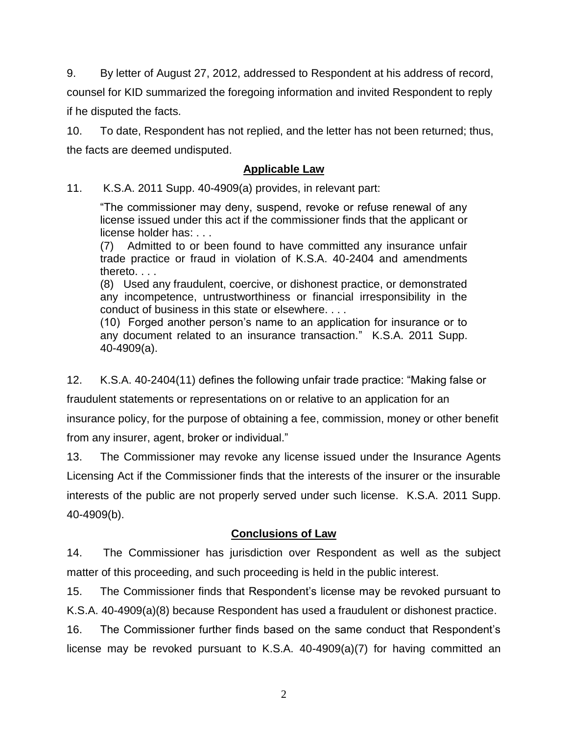9. By letter of August 27, 2012, addressed to Respondent at his address of record, counsel for KID summarized the foregoing information and invited Respondent to reply if he disputed the facts.

10. To date, Respondent has not replied, and the letter has not been returned; thus, the facts are deemed undisputed.

## **Applicable Law**

11. K.S.A. 2011 Supp. 40-4909(a) provides, in relevant part:

> "The commissioner may deny, suspend, revoke or refuse renewal of any license issued under this act if the commissioner finds that the applicant or license holder has: . . .
> (7) Admitted to or been found to have committed any insurance unfair trade practice or fraud in violation of K.S.A. 40-2404 and amendments thereto. . . .
> (8) Used any fraudulent, coercive, or dishonest practice, or demonstrated any incompetence, untrustworthiness or financial irresponsibility in the conduct of business in this state or elsewhere. . . .
> (10) Forged another person's name to an application for insurance or to any document related to an insurance transaction." K.S.A. 2011 Supp. 40-4909(a).

12. K.S.A. 40-2404(11) defines the following unfair trade practice: "Making false or fraudulent statements or representations on or relative to an application for an insurance policy, for the purpose of obtaining a fee, commission, money or other benefit from any insurer, agent, broker or individual."

13. The Commissioner may revoke any license issued under the Insurance Agents Licensing Act if the Commissioner finds that the interests of the insurer or the insurable interests of the public are not properly served under such license. K.S.A. 2011 Supp. 40-4909(b).

## **Conclusions of Law**

14. The Commissioner has jurisdiction over Respondent as well as the subject matter of this proceeding, and such proceeding is held in the public interest.

15. The Commissioner finds that Respondent's license may be revoked pursuant to K.S.A. 40-4909(a)(8) because Respondent has used a fraudulent or dishonest practice.

16. The Commissioner further finds based on the same conduct that Respondent's license may be revoked pursuant to K.S.A. 40-4909(a)(7) for having committed an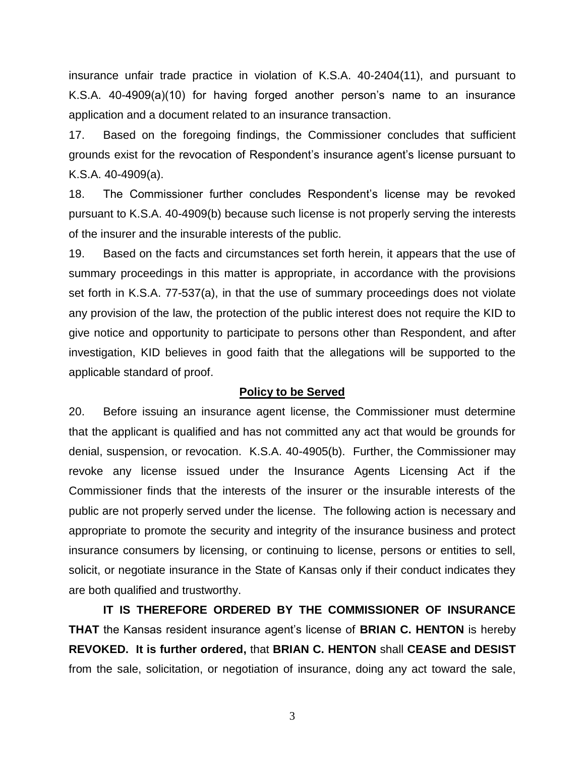insurance unfair trade practice in violation of K.S.A. 40-2404(11), and pursuant to K.S.A. 40-4909(a)(10) for having forged another person's name to an insurance application and a document related to an insurance transaction.

17. Based on the foregoing findings, the Commissioner concludes that sufficient grounds exist for the revocation of Respondent's insurance agent's license pursuant to K.S.A. 40-4909(a).

18. The Commissioner further concludes Respondent's license may be revoked pursuant to K.S.A. 40-4909(b) because such license is not properly serving the interests of the insurer and the insurable interests of the public.

19. Based on the facts and circumstances set forth herein, it appears that the use of summary proceedings in this matter is appropriate, in accordance with the provisions set forth in K.S.A. 77-537(a), in that the use of summary proceedings does not violate any provision of the law, the protection of the public interest does not require the KID to give notice and opportunity to participate to persons other than Respondent, and after investigation, KID believes in good faith that the allegations will be supported to the applicable standard of proof.

**Policy to be Served**

20. Before issuing an insurance agent license, the Commissioner must determine that the applicant is qualified and has not committed any act that would be grounds for denial, suspension, or revocation. K.S.A. 40-4905(b). Further, the Commissioner may revoke any license issued under the Insurance Agents Licensing Act if the Commissioner finds that the interests of the insurer or the insurable interests of the public are not properly served under the license. The following action is necessary and appropriate to promote the security and integrity of the insurance business and protect insurance consumers by licensing, or continuing to license, persons or entities to sell, solicit, or negotiate insurance in the State of Kansas only if their conduct indicates they are both qualified and trustworthy.

**IT IS THEREFORE ORDERED BY THE COMMISSIONER OF INSURANCE THAT** the Kansas resident insurance agent's license of **BRIAN C. HENTON** is hereby **REVOKED. It is further ordered,** that **BRIAN C. HENTON** shall **CEASE and DESIST** from the sale, solicitation, or negotiation of insurance, doing any act toward the sale,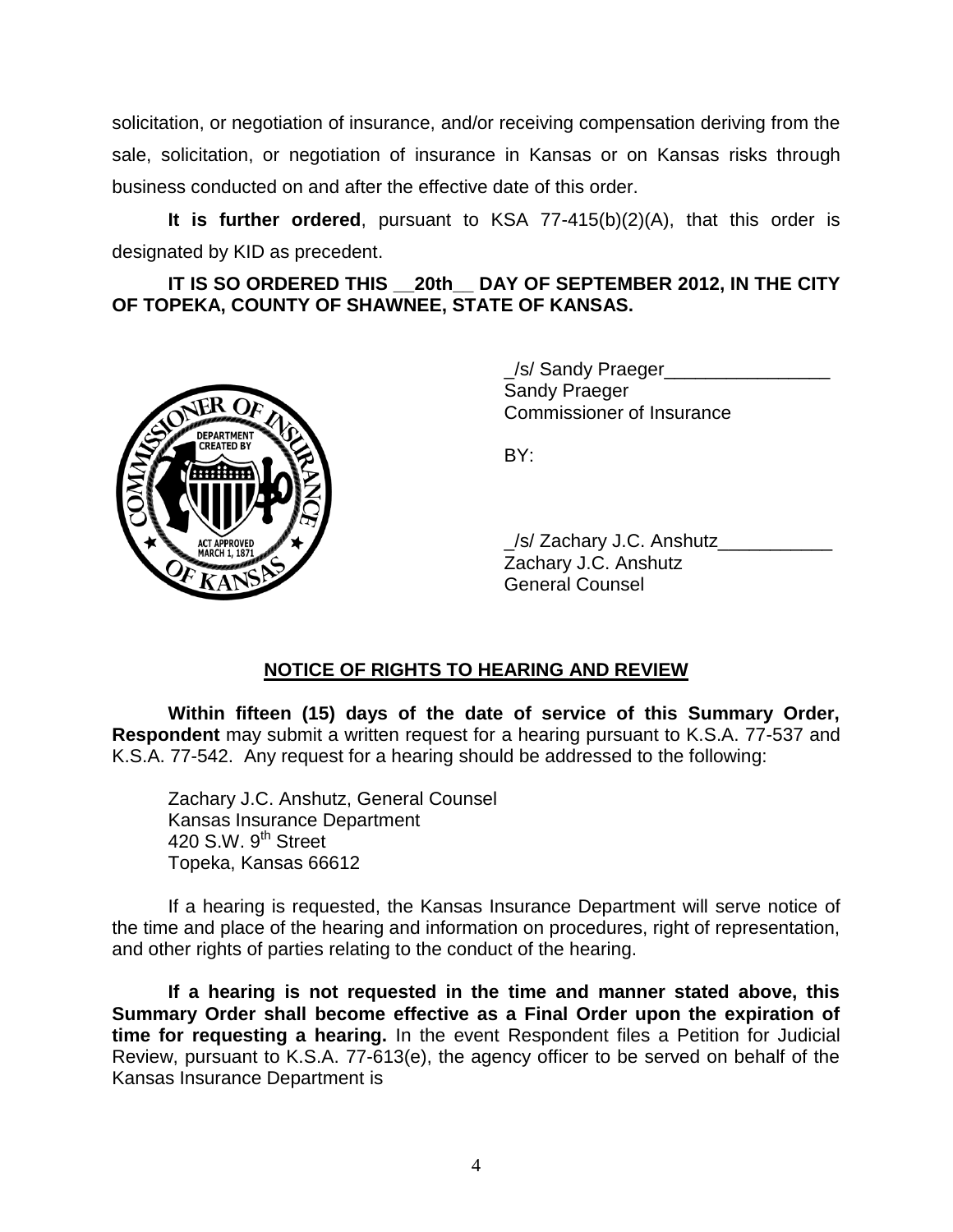solicitation, or negotiation of insurance, and/or receiving compensation deriving from the sale, solicitation, or negotiation of insurance in Kansas or on Kansas risks through business conducted on and after the effective date of this order.

**It is further ordered**, pursuant to KSA 77-415(b)(2)(A), that this order is designated by KID as precedent.

**IT IS SO ORDERED THIS __20th__ DAY OF SEPTEMBER 2012, IN THE CITY OF TOPEKA, COUNTY OF SHAWNEE, STATE OF KANSAS.**

_/s/ Sandy Praeger________________
Sandy Praeger
Commissioner of Insurance

BY:

_/s/ Zachary J.C. Anshutz___________
Zachary J.C. Anshutz
General Counsel

## NOTICE OF RIGHTS TO HEARING AND REVIEW

**Within fifteen (15) days of the date of service of this Summary Order, Respondent** may submit a written request for a hearing pursuant to K.S.A. 77-537 and K.S.A. 77-542. Any request for a hearing should be addressed to the following:

Zachary J.C. Anshutz, General Counsel
Kansas Insurance Department
420 S.W. 9th Street
Topeka, Kansas 66612

If a hearing is requested, the Kansas Insurance Department will serve notice of the time and place of the hearing and information on procedures, right of representation, and other rights of parties relating to the conduct of the hearing.

**If a hearing is not requested in the time and manner stated above, this Summary Order shall become effective as a Final Order upon the expiration of time for requesting a hearing.** In the event Respondent files a Petition for Judicial Review, pursuant to K.S.A. 77-613(e), the agency officer to be served on behalf of the Kansas Insurance Department is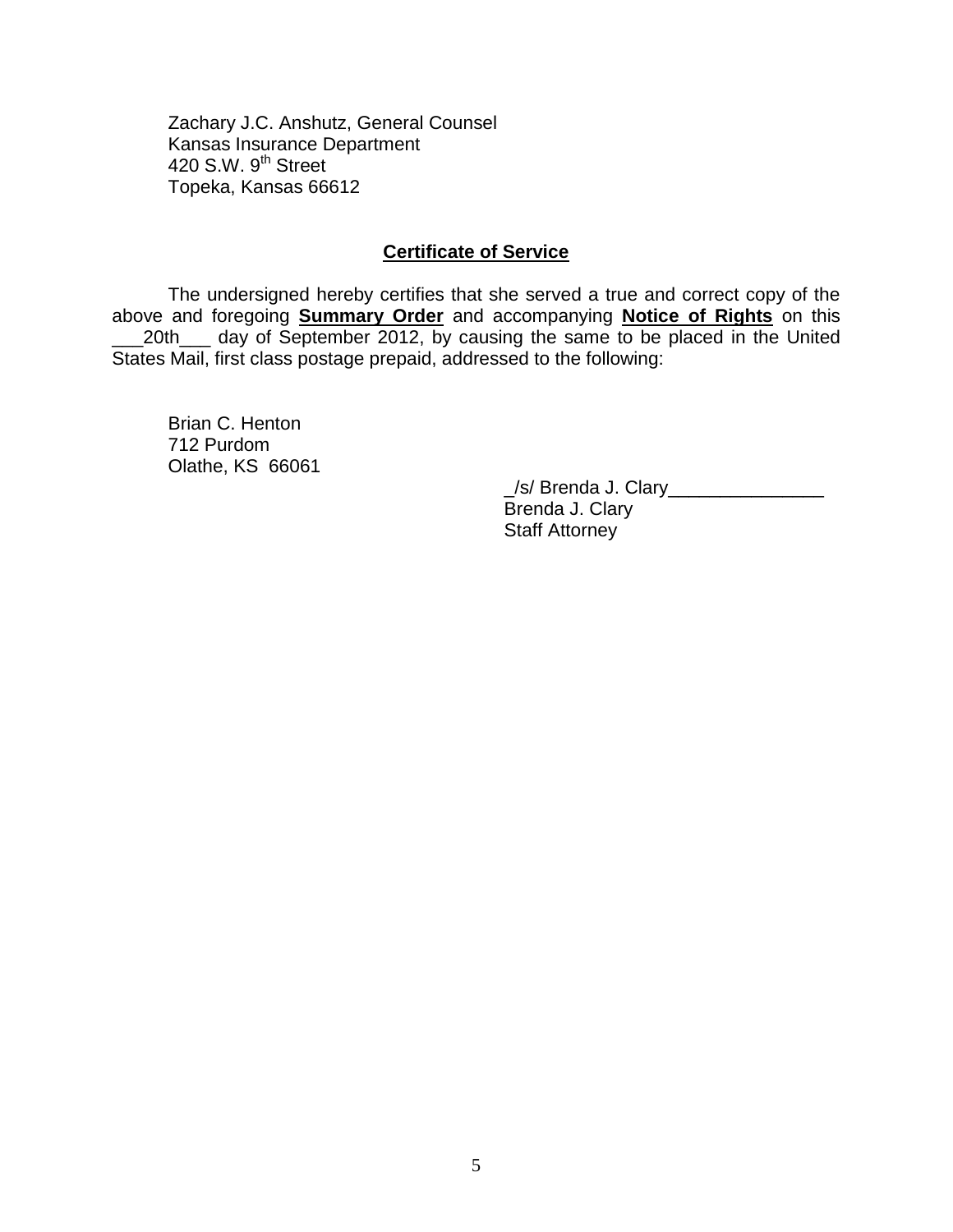Zachary J.C. Anshutz, General Counsel
Kansas Insurance Department
420 S.W. 9th Street
Topeka, Kansas 66612

**Certificate of Service**

The undersigned hereby certifies that she served a true and correct copy of the above and foregoing **Summary Order** and accompanying **Notice of Rights** on this ___20th___ day of September 2012, by causing the same to be placed in the United States Mail, first class postage prepaid, addressed to the following:

Brian C. Henton
712 Purdom
Olathe, KS 66061

_/s/ Brenda J. Clary_______________
Brenda J. Clary
Staff Attorney